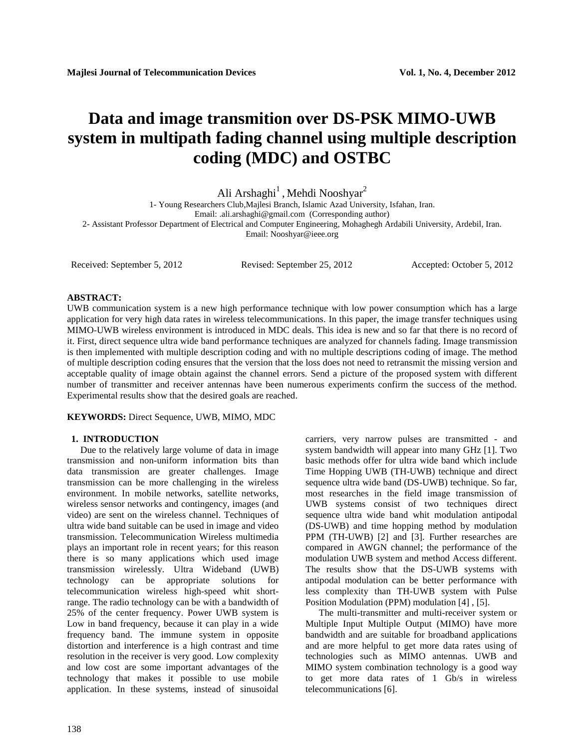# Data and image transmition over DS-PSK MIMO-UWB system in multipath fading channel using multiple description coding (MDC) and OSTBC

Ali Arshaghi[1] , Mehdi Nooshyar[2]

1- Young Researchers Club,Majlesi Branch, Islamic Azad University, Isfahan, Iran.
Email: .ali.arshaghi@gmail.com (Corresponding author)

2- Assistant Professor Department of Electrical and Computer Engineering, Mohaghegh Ardabili University, Ardebil, Iran.
Email: Nooshyar@ieee.org

Received: September 5, 2012 Revised: September 25, 2012 Accepted: October 5, 2012

**ABSTRACT:**

UWB communication system is a new high performance technique with low power consumption which has a large application for very high data rates in wireless telecommunications. In this paper, the image transfer techniques using MIMO-UWB wireless environment is introduced in MDC deals. This idea is new and so far that there is no record of it. First, direct sequence ultra wide band performance techniques are analyzed for channels fading. Image transmission is then implemented with multiple description coding and with no multiple descriptions coding of image. The method of multiple description coding ensures that the version that the loss does not need to retransmit the missing version and acceptable quality of image obtain against the channel errors. Send a picture of the proposed system with different number of transmitter and receiver antennas have been numerous experiments confirm the success of the method. Experimental results show that the desired goals are reached.

**KEYWORDS:** Direct Sequence, UWB, MIMO, MDC

## 1. INTRODUCTION

Due to the relatively large volume of data in image transmission and non-uniform information bits than data transmission are greater challenges. Image transmission can be more challenging in the wireless environment. In mobile networks, satellite networks, wireless sensor networks and contingency, images (and video) are sent on the wireless channel. Techniques of ultra wide band suitable can be used in image and video transmission. Telecommunication Wireless multimedia plays an important role in recent years; for this reason there is so many applications which used image transmission wirelessly. Ultra Wideband (UWB) technology can be appropriate solutions for telecommunication wireless high-speed whit short-range. The radio technology can be with a bandwidth of 25% of the center frequency. Power UWB system is Low in band frequency, because it can play in a wide frequency band. The immune system in opposite distortion and interference is a high contrast and time resolution in the receiver is very good. Low complexity and low cost are some important advantages of the technology that makes it possible to use mobile application. In these systems, instead of sinusoidal carriers, very narrow pulses are transmitted - and system bandwidth will appear into many GHz [1]. Two basic methods offer for ultra wide band which include Time Hopping UWB (TH-UWB) technique and direct sequence ultra wide band (DS-UWB) technique. So far, most researches in the field image transmission of UWB systems consist of two techniques direct sequence ultra wide band whit modulation antipodal (DS-UWB) and time hopping method by modulation PPM (TH-UWB) [2] and [3]. Further researches are compared in AWGN channel; the performance of the modulation UWB system and method Access different. The results show that the DS-UWB systems with antipodal modulation can be better performance with less complexity than TH-UWB system with Pulse Position Modulation (PPM) modulation [4] , [5].

The multi-transmitter and multi-receiver system or Multiple Input Multiple Output (MIMO) have more bandwidth and are suitable for broadband applications and are more helpful to get more data rates using of technologies such as MIMO antennas. UWB and MIMO system combination technology is a good way to get more data rates of 1 Gb/s in wireless telecommunications [6].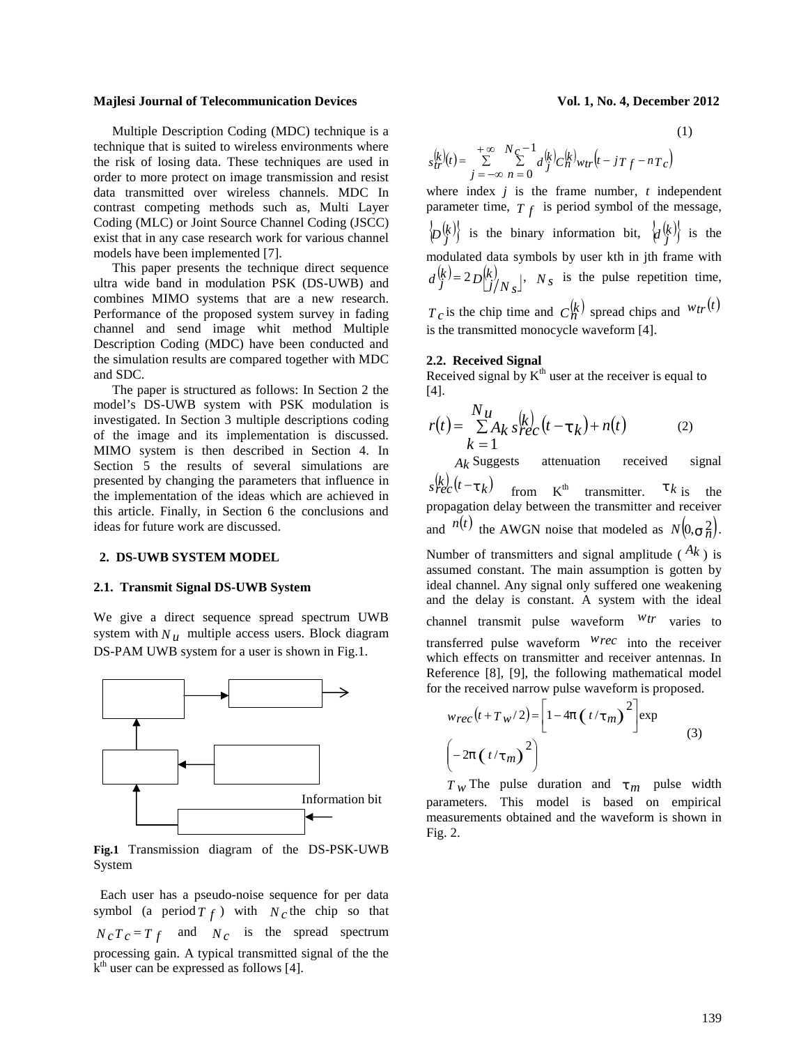Multiple Description Coding (MDC) technique is a technique that is suited to wireless environments where the risk of losing data. These techniques are used in order to more protect on image transmission and resist data transmitted over wireless channels. MDC In contrast competing methods such as, Multi Layer Coding (MLC) or Joint Source Channel Coding (JSCC) exist that in any case research work for various channel models have been implemented [7].

This paper presents the technique direct sequence ultra wide band in modulation PSK (DS-UWB) and combines MIMO systems that are a new research. Performance of the proposed system survey in fading channel and send image whit method Multiple Description Coding (MDC) have been conducted and the simulation results are compared together with MDC and SDC.

The paper is structured as follows: In Section 2 the model's DS-UWB system with PSK modulation is investigated. In Section 3 multiple descriptions coding of the image and its implementation is discussed. MIMO system is then described in Section 4. In Section 5 the results of several simulations are presented by changing the parameters that influence in the implementation of the ideas which are achieved in this article. Finally, in Section 6 the conclusions and ideas for future work are discussed.

## 2. DS-UWB SYSTEM MODEL

### 2.1. Transmit Signal DS-UWB System

We give a direct sequence spread spectrum UWB system with $N_u$ multiple access users. Block diagram DS-PAM UWB system for a user is shown in Fig.1.

Information bit

**Fig.1** Transmission diagram of the DS-PSK-UWB System

Each user has a pseudo-noise sequence for per data symbol (a period $T_f$) with $N_c$ the chip so that $N_c T_c = T_f$ and $N_c$ is the spread spectrum processing gain. A typical transmitted signal of the the k[th] user can be expressed as follows [4].

$$s_{tr}^{(k)}(t) = \sum_{j=-\infty}^{+\infty} \sum_{n=0}^{N_c-1} d_j^{(k)} C_n^{(k)} w_{tr}\left(t - jT_f - nT_c\right) \tag{1}$$

where index $j$ is the frame number, $t$ independent parameter time, $T_f$ is period symbol of the message, $\left\{D_j^{(k)}\right\}$ is the binary information bit, $\left\{d_j^{(k)}\right\}$ is the modulated data symbols by user kth in jth frame with $d_j^{(k)} = 2D_{\lfloor j/N_s \rfloor}^{(k)}$, $N_s$ is the pulse repetition time, $T_c$ is the chip time and $C_n^{(k)}$ spread chips and $w_{tr}(t)$ is the transmitted monocycle waveform [4].

### 2.2. Received Signal

Received signal by K[th] user at the receiver is equal to [4].

$$r(t) = \sum_{k=1}^{N_u} A_k s_{rec}^{(k)}\left(t - \tau_k\right) + n(t) \tag{2}$$

$A_k$ Suggests attenuation received signal $s_{rec}^{(k)}(t - \tau_k)$ from K[th] transmitter. $\tau_k$ is the propagation delay between the transmitter and receiver and $n(t)$ the AWGN noise that modeled as $N\left(0, \sigma_n^2\right)$. Number of transmitters and signal amplitude ($A_k$) is assumed constant. The main assumption is gotten by ideal channel. Any signal only suffered one weakening and the delay is constant. A system with the ideal channel transmit pulse waveform $w_{tr}$ varies to transferred pulse waveform $w_{rec}$ into the receiver which effects on transmitter and receiver antennas. In Reference [8], [9], the following mathematical model for the received narrow pulse waveform is proposed.

$$w_{rec}\left(t + T_w/2\right) = \left[1 - 4\pi\left(t/\tau_m\right)^2\right] \exp\left(-2\pi\left(t/\tau_m\right)^2\right) \tag{3}$$

$T_w$ The pulse duration and $\tau_m$ pulse width parameters. This model is based on empirical measurements obtained and the waveform is shown in Fig. 2.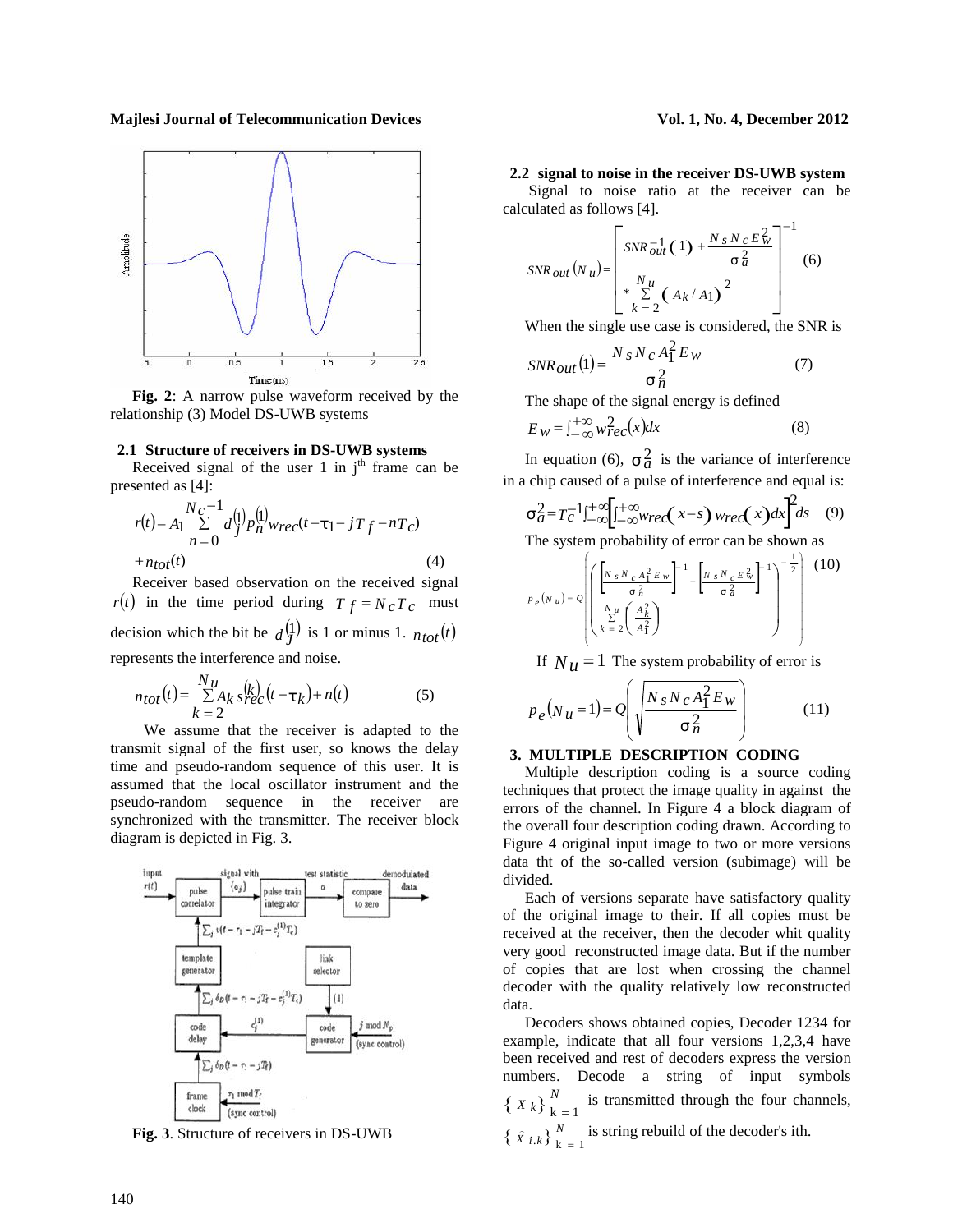**Fig. 2**: A narrow pulse waveform received by the relationship (3) Model DS-UWB systems

### 2.1 Structure of receivers in DS-UWB systems

Received signal of the user 1 in j[th] frame can be presented as [4]:

$$r(t) = A_1 \sum_{n=0}^{N_c - 1} d_j^{(1)} p_n^{(1)} w_{rec}(t - \tau_1 - jT_f - nT_c) + n_{tot}(t) \quad (4)$$

Receiver based observation on the received signal $r(t)$ in the time period during $T_f = N_c T_c$ must decision which the bit be $d_j^{(1)}$ is 1 or minus 1. $n_{tot}(t)$ represents the interference and noise.

$$n_{tot}(t) = \sum_{k=2}^{N_u} A_k s_{rec}^{(k)}(t - \tau_k) + n(t) \quad (5)$$

We assume that the receiver is adapted to the transmit signal of the first user, so knows the delay time and pseudo-random sequence of this user. It is assumed that the local oscillator instrument and the pseudo-random sequence in the receiver are synchronized with the transmitter. The receiver block diagram is depicted in Fig. 3.

**Fig. 3**. Structure of receivers in DS-UWB

### 2.2 signal to noise in the receiver DS-UWB system

Signal to noise ratio at the receiver can be calculated as follows [4].

$$SNR_{out}(N_u) = \left[ SNR_{out}^{-1}(1) + \frac{N_s N_c E_w^2}{\sigma_a^2} * \sum_{k=2}^{N_u} (A_k / A_1)^2 \right]^{-1} \quad (6)$$

When the single use case is considered, the SNR is

$$SNR_{out}(1) = \frac{N_s N_c A_1^2 E_w}{\sigma_n^2} \quad (7)$$

The shape of the signal energy is defined

$$E_w = \int_{-\infty}^{+\infty} w_{rec}^2(x) dx \quad (8)$$

In equation (6), $\sigma_a^2$ is the variance of interference in a chip caused of a pulse of interference and equal is:

$$\sigma_a^2 = T_c^{-1} \int_{-\infty}^{+\infty} \left[ \int_{-\infty}^{+\infty} w_{rec}(x - s)\, w_{rec}(x) dx \right]^2 ds \quad (9)$$

The system probability of error can be shown as

$$p_e(N_u) = Q\left( \left( \left[ \frac{N_s N_c A_1^2 E_w}{\sigma_n^2} \right]^{-1} + \left[ \frac{N_s N_c E_w^2}{\sigma_a^2} \right]^{-1} \sum_{k=2}^{N_u} \left( \frac{A_k^2}{A_1^2} \right) \right)^{-\frac{1}{2}} \right) \quad (10)$$

If $N_u = 1$ The system probability of error is

$$p_e(N_u = 1) = Q\left( \sqrt{\frac{N_s N_c A_1^2 E_w}{\sigma_n^2}} \right) \quad (11)$$

## 3. MULTIPLE DESCRIPTION CODING

Multiple description coding is a source coding techniques that protect the image quality in against the errors of the channel. In Figure 4 a block diagram of the overall four description coding drawn. According to Figure 4 original input image to two or more versions data tht of the so-called version (subimage) will be divided.

Each of versions separate have satisfactory quality of the original image to their. If all copies must be received at the receiver, then the decoder whit quality very good reconstructed image data. But if the number of copies that are lost when crossing the channel decoder with the quality relatively low reconstructed data.

Decoders shows obtained copies, Decoder 1234 for example, indicate that all four versions 1,2,3,4 have been received and rest of decoders express the version numbers. Decode a string of input symbols $\{X_k\}_{k=1}^{N}$ is transmitted through the four channels, $\{\hat{X}_{i,k}\}_{k=1}^{N}$ is string rebuild of the decoder's ith.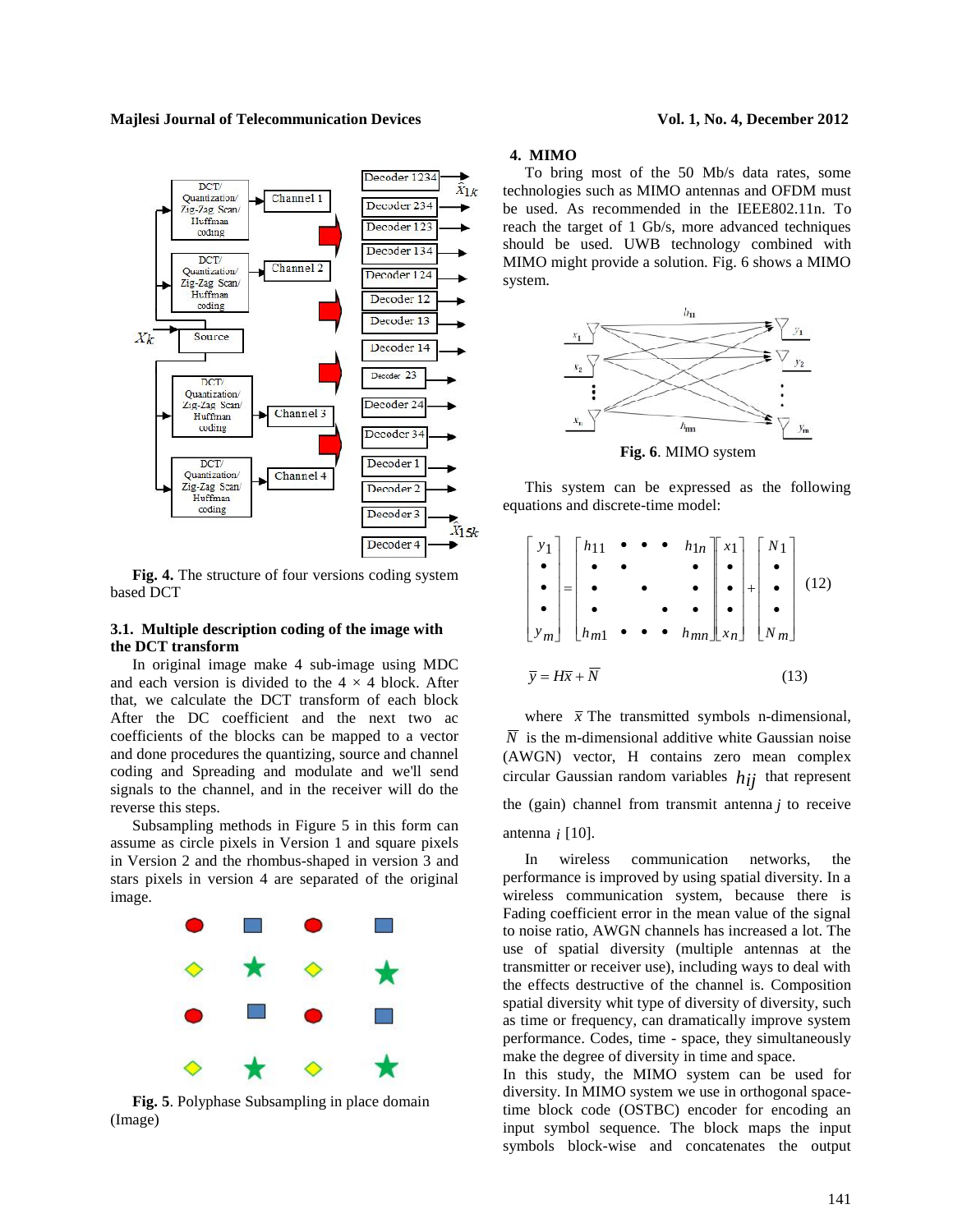Fig. 4. The structure of four versions coding system based DCT

### 3.1. Multiple description coding of the image with the DCT transform

In original image make 4 sub-image using MDC and each version is divided to the 4 × 4 block. After that, we calculate the DCT transform of each block After the DC coefficient and the next two ac coefficients of the blocks can be mapped to a vector and done procedures the quantizing, source and channel coding and Spreading and modulate and we'll send signals to the channel, and in the receiver will do the reverse this steps.

Subsampling methods in Figure 5 in this form can assume as circle pixels in Version 1 and square pixels in Version 2 and the rhombus-shaped in version 3 and stars pixels in version 4 are separated of the original image.

Fig. 5. Polyphase Subsampling in place domain (Image)

## 4. MIMO

To bring most of the 50 Mb/s data rates, some technologies such as MIMO antennas and OFDM must be used. As recommended in the IEEE802.11n. To reach the target of 1 Gb/s, more advanced techniques should be used. UWB technology combined with MIMO might provide a solution. Fig. 6 shows a MIMO system.

Fig. 6. MIMO system

This system can be expressed as the following equations and discrete-time model:

$$\begin{bmatrix} y_1 \\ \bullet \\ \bullet \\ \bullet \\ y_m \end{bmatrix} = \begin{bmatrix} h_{11} & \bullet & \bullet & \bullet & h_{1n} \\ \bullet & \bullet & & & \bullet \\ \bullet & & \bullet & & \bullet \\ \bullet & & & \bullet & \bullet \\ h_{m1} & \bullet & \bullet & \bullet & h_{mn} \end{bmatrix} \begin{bmatrix} x_1 \\ \bullet \\ \bullet \\ \bullet \\ x_n \end{bmatrix} + \begin{bmatrix} N_1 \\ \bullet \\ \bullet \\ \bullet \\ N_m \end{bmatrix} \tag{12}$$

$$\bar{y} = H\bar{x} + \bar{N} \tag{13}$$

where $\bar{x}$ The transmitted symbols n-dimensional, $\bar{N}$ is the m-dimensional additive white Gaussian noise (AWGN) vector, H contains zero mean complex circular Gaussian random variables $h_{ij}$ that represent the (gain) channel from transmit antenna $j$ to receive antenna $i$ [10].

In wireless communication networks, the performance is improved by using spatial diversity. In a wireless communication system, because there is Fading coefficient error in the mean value of the signal to noise ratio, AWGN channels has increased a lot. The use of spatial diversity (multiple antennas at the transmitter or receiver use), including ways to deal with the effects destructive of the channel is. Composition spatial diversity whit type of diversity of diversity, such as time or frequency, can dramatically improve system performance. Codes, time - space, they simultaneously make the degree of diversity in time and space.

In this study, the MIMO system can be used for diversity. In MIMO system we use in orthogonal space-time block code (OSTBC) encoder for encoding an input symbol sequence. The block maps the input symbols block-wise and concatenates the output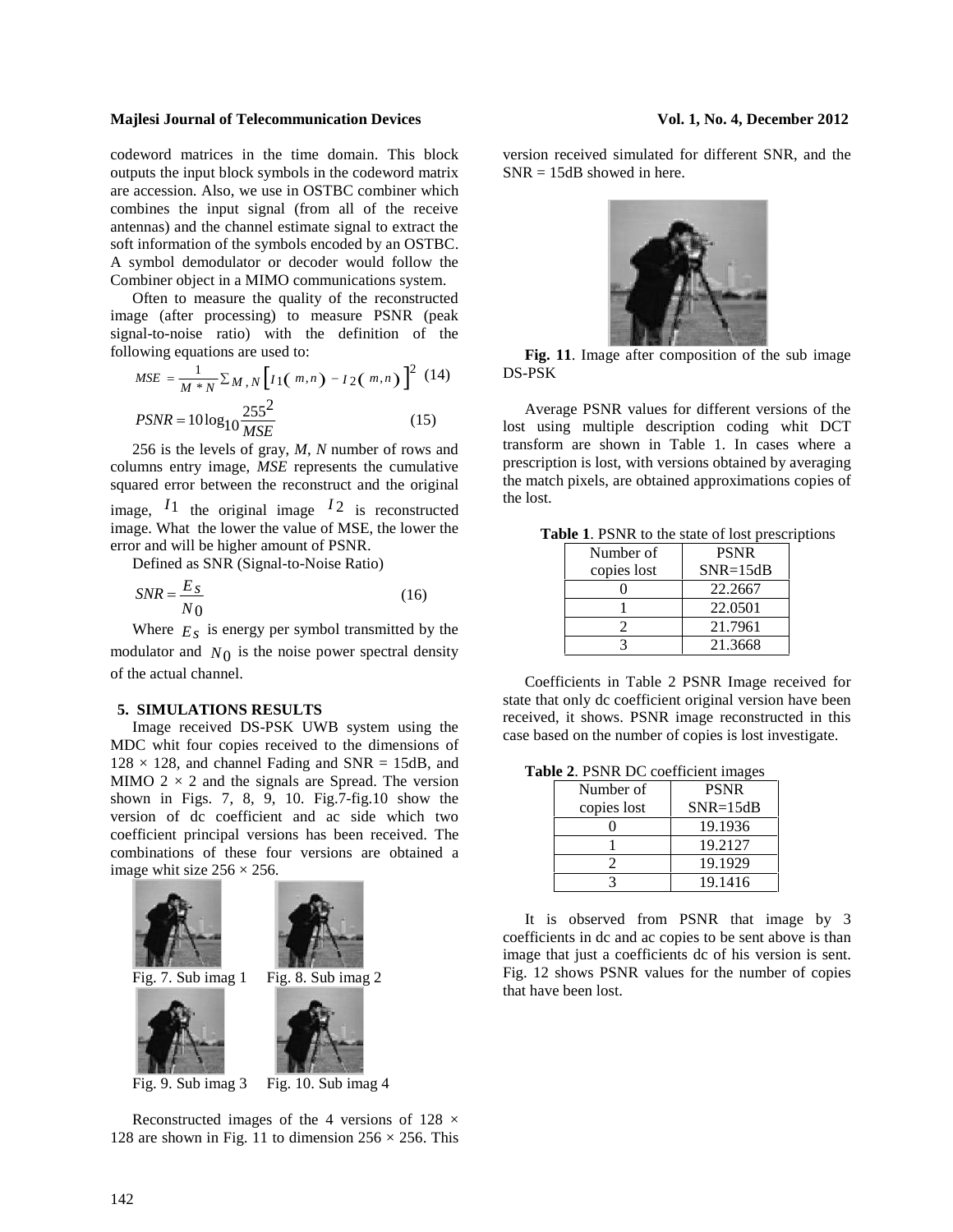codeword matrices in the time domain. This block outputs the input block symbols in the codeword matrix are accession. Also, we use in OSTBC combiner which combines the input signal (from all of the receive antennas) and the channel estimate signal to extract the soft information of the symbols encoded by an OSTBC. A symbol demodulator or decoder would follow the Combiner object in a MIMO communications system.

Often to measure the quality of the reconstructed image (after processing) to measure PSNR (peak signal-to-noise ratio) with the definition of the following equations are used to:

$$MSE = \frac{1}{M*N}\sum_{M,N}\left[I_1(m,n) - I_2(m,n)\right]^2 \quad (14)$$

$$PSNR = 10\log_{10}\frac{255^2}{MSE} \quad (15)$$

256 is the levels of gray, *M*, *N* number of rows and columns entry image, *MSE* represents the cumulative squared error between the reconstruct and the original image, $I_1$ the original image $I_2$ is reconstructed image. What the lower the value of MSE, the lower the error and will be higher amount of PSNR.

Defined as SNR (Signal-to-Noise Ratio)

$$SNR = \frac{E_S}{N_0} \quad (16)$$

Where $E_S$ is energy per symbol transmitted by the modulator and $N_0$ is the noise power spectral density of the actual channel.

## 5. SIMULATIONS RESULTS

Image received DS-PSK UWB system using the MDC whit four copies received to the dimensions of 128 × 128, and channel Fading and SNR = 15dB, and MIMO 2 × 2 and the signals are Spread. The version shown in Figs. 7, 8, 9, 10. Fig.7-fig.10 show the version of dc coefficient and ac side which two coefficient principal versions has been received. The combinations of these four versions are obtained a image whit size 256 × 256.

Fig. 7. Sub imag 1

Fig. 8. Sub imag 2

Fig. 9. Sub imag 3

Fig. 10. Sub imag 4

Reconstructed images of the 4 versions of 128 × 128 are shown in Fig. 11 to dimension 256 × 256. This version received simulated for different SNR, and the SNR = 15dB showed in here.

**Fig. 11**. Image after composition of the sub image DS-PSK

Average PSNR values for different versions of the lost using multiple description coding whit DCT transform are shown in Table 1. In cases where a prescription is lost, with versions obtained by averaging the match pixels, are obtained approximations copies of the lost.

**Table 1**. PSNR to the state of lost prescriptions

| Number of copies lost | PSNR SNR=15dB |
|---|---|
| 0 | 22.2667 |
| 1 | 22.0501 |
| 2 | 21.7961 |
| 3 | 21.3668 |

Coefficients in Table 2 PSNR Image received for state that only dc coefficient original version have been received, it shows. PSNR image reconstructed in this case based on the number of copies is lost investigate.

**Table 2**. PSNR DC coefficient images

| Number of copies lost | PSNR SNR=15dB |
|---|---|
| 0 | 19.1936 |
| 1 | 19.2127 |
| 2 | 19.1929 |
| 3 | 19.1416 |

It is observed from PSNR that image by 3 coefficients in dc and ac copies to be sent above is than image that just a coefficients dc of his version is sent. Fig. 12 shows PSNR values for the number of copies that have been lost.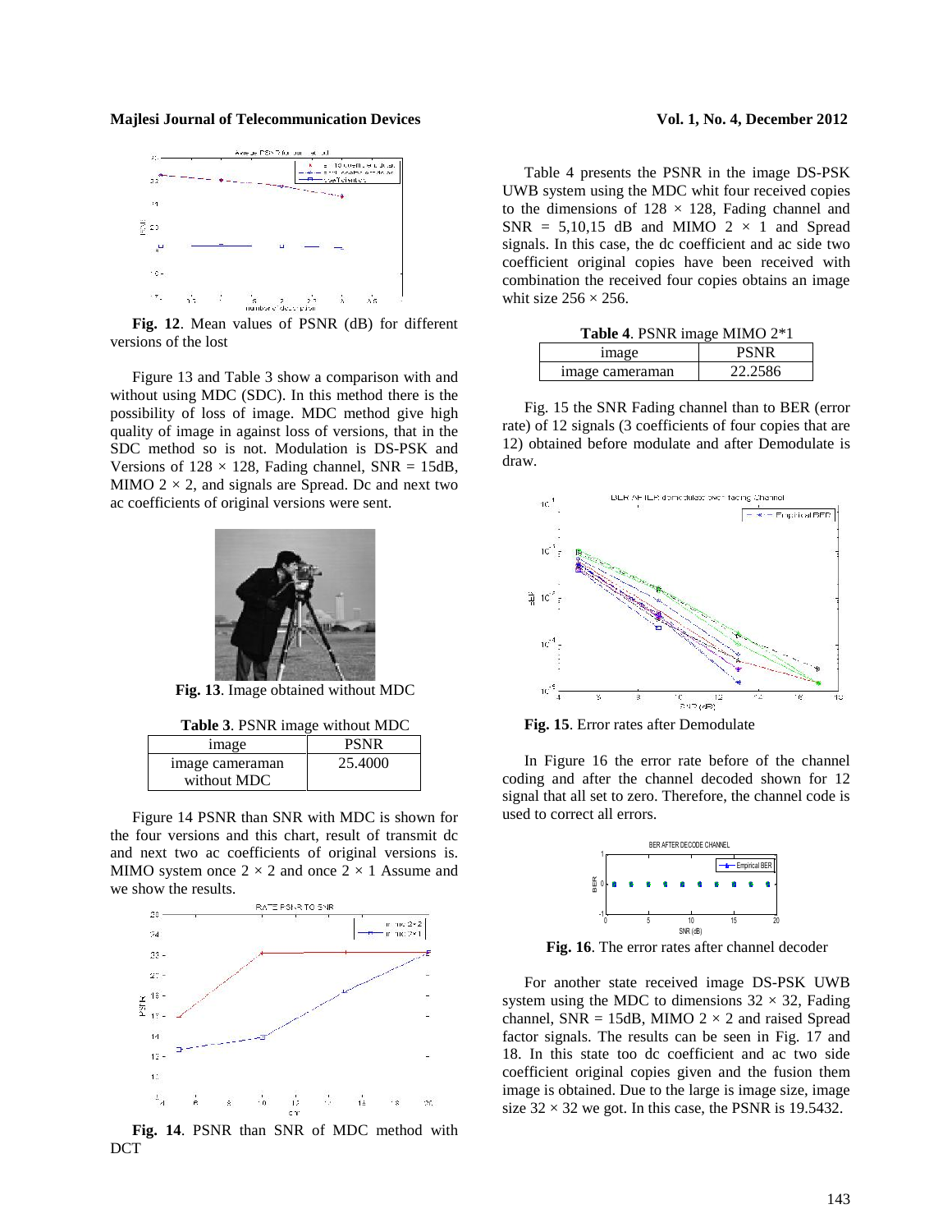**Fig. 12**. Mean values of PSNR (dB) for different versions of the lost

Figure 13 and Table 3 show a comparison with and without using MDC (SDC). In this method there is the possibility of loss of image. MDC method give high quality of image in against loss of versions, that in the SDC method so is not. Modulation is DS-PSK and Versions of $128 \times 128$, Fading channel, SNR = 15dB, MIMO $2 \times 2$, and signals are Spread. Dc and next two ac coefficients of original versions were sent.

**Fig. 13**. Image obtained without MDC

**Table 3**. PSNR image without MDC

| image | PSNR |
|---|---|
| image cameraman without MDC | 25.4000 |

Figure 14 PSNR than SNR with MDC is shown for the four versions and this chart, result of transmit dc and next two ac coefficients of original versions is. MIMO system once $2 \times 2$ and once $2 \times 1$ Assume and we show the results.

**Fig. 14**. PSNR than SNR of MDC method with DCT

Table 4 presents the PSNR in the image DS-PSK UWB system using the MDC whit four received copies to the dimensions of $128 \times 128$, Fading channel and SNR = 5,10,15 dB and MIMO $2 \times 1$ and Spread signals. In this case, the dc coefficient and ac side two coefficient original copies have been received with combination the received four copies obtains an image whit size $256 \times 256$.

**Table 4**. PSNR image MIMO 2*1

| image | PSNR |
|---|---|
| image cameraman | 22.2586 |

Fig. 15 the SNR Fading channel than to BER (error rate) of 12 signals (3 coefficients of four copies that are 12) obtained before modulate and after Demodulate is draw.

**Fig. 15**. Error rates after Demodulate

In Figure 16 the error rate before of the channel coding and after the channel decoded shown for 12 signal that all set to zero. Therefore, the channel code is used to correct all errors.

**Fig. 16**. The error rates after channel decoder

For another state received image DS-PSK UWB system using the MDC to dimensions $32 \times 32$, Fading channel, SNR = 15dB, MIMO $2 \times 2$ and raised Spread factor signals. The results can be seen in Fig. 17 and 18. In this state too dc coefficient and ac two side coefficient original copies given and the fusion them image is obtained. Due to the large is image size, image size $32 \times 32$ we got. In this case, the PSNR is 19.5432.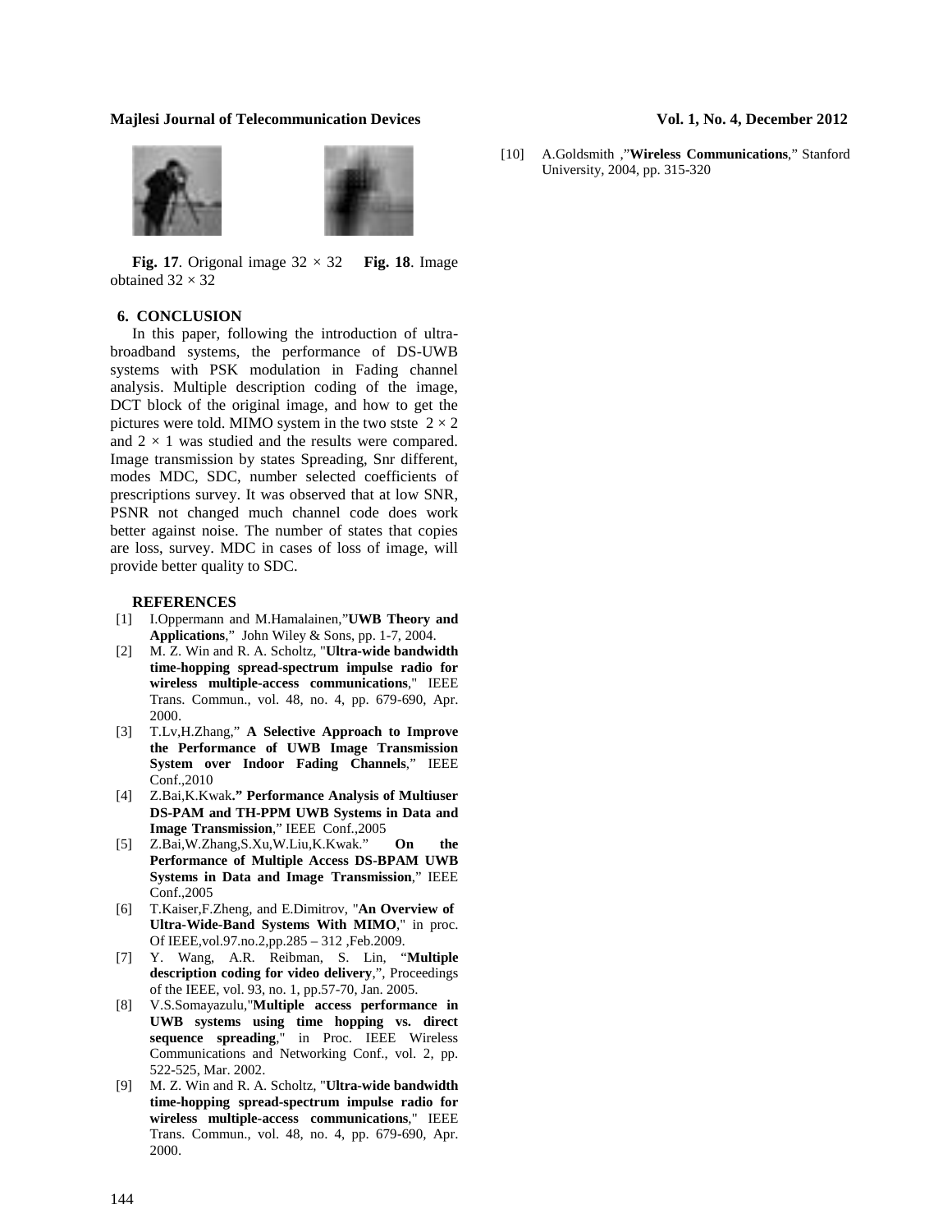**Fig. 17**. Origonal image $32 \times 32$ **Fig. 18**. Image obtained $32 \times 32$

## 6. CONCLUSION

In this paper, following the introduction of ultra-broadband systems, the performance of DS-UWB systems with PSK modulation in Fading channel analysis. Multiple description coding of the image, DCT block of the original image, and how to get the pictures were told. MIMO system in the two stste $2 \times 2$ and $2 \times 1$ was studied and the results were compared. Image transmission by states Spreading, Snr different, modes MDC, SDC, number selected coefficients of prescriptions survey. It was observed that at low SNR, PSNR not changed much channel code does work better against noise. The number of states that copies are loss, survey. MDC in cases of loss of image, will provide better quality to SDC.

## REFERENCES

[1] I.Oppermann and M.Hamalainen,"**UWB Theory and Applications**," John Wiley & Sons, pp. 1-7, 2004.

[2] M. Z. Win and R. A. Scholtz, "**Ultra-wide bandwidth time-hopping spread-spectrum impulse radio for wireless multiple-access communications**," IEEE Trans. Commun., vol. 48, no. 4, pp. 679-690, Apr. 2000.

[3] T.Lv,H.Zhang," **A Selective Approach to Improve the Performance of UWB Image Transmission System over Indoor Fading Channels**," IEEE Conf.,2010

[4] Z.Bai,K.Kwak**." Performance Analysis of Multiuser DS-PAM and TH-PPM UWB Systems in Data and Image Transmission**," IEEE Conf.,2005

[5] Z.Bai,W.Zhang,S.Xu,W.Liu,K.Kwak." **On the Performance of Multiple Access DS-BPAM UWB Systems in Data and Image Transmission**," IEEE Conf.,2005

[6] T.Kaiser,F.Zheng, and E.Dimitrov, "**An Overview of Ultra-Wide-Band Systems With MIMO**," in proc. Of IEEE,vol.97.no.2,pp.285 – 312 ,Feb.2009.

[7] Y. Wang, A.R. Reibman, S. Lin, "**Multiple description coding for video delivery**,", Proceedings of the IEEE, vol. 93, no. 1, pp.57-70, Jan. 2005.

[8] V.S.Somayazulu,"**Multiple access performance in UWB systems using time hopping vs. direct sequence spreading**," in Proc. IEEE Wireless Communications and Networking Conf., vol. 2, pp. 522-525, Mar. 2002.

[9] M. Z. Win and R. A. Scholtz, "**Ultra-wide bandwidth time-hopping spread-spectrum impulse radio for wireless multiple-access communications**," IEEE Trans. Commun., vol. 48, no. 4, pp. 679-690, Apr. 2000.

[10] A.Goldsmith ,"**Wireless Communications**," Stanford University, 2004, pp. 315-320